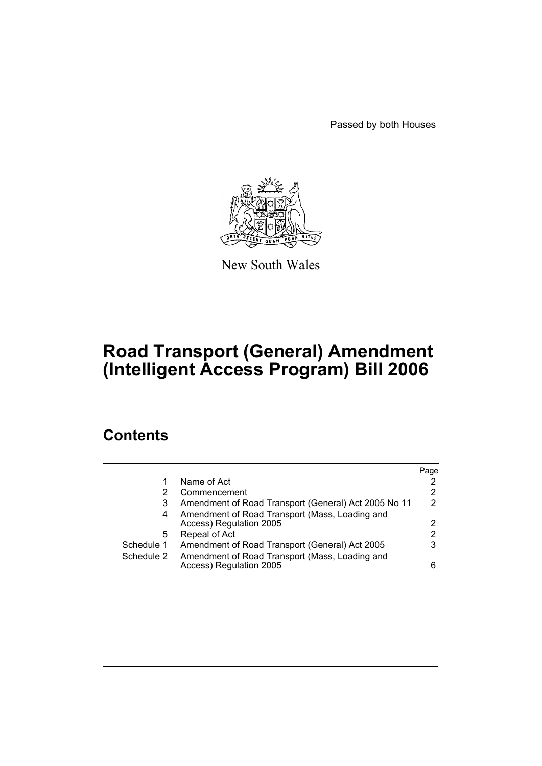Passed by both Houses

New South Wales

# Road Transport (General) Amendment (Intelligent Access Program) Bill 2006

## Contents

| | | Page |
|---|---|---|
| 1 | Name of Act | 2 |
| 2 | Commencement | 2 |
| 3 | Amendment of Road Transport (General) Act 2005 No 11 | 2 |
| 4 | Amendment of Road Transport (Mass, Loading and Access) Regulation 2005 | 2 |
| 5 | Repeal of Act | 2 |
| Schedule 1 | Amendment of Road Transport (General) Act 2005 | 3 |
| Schedule 2 | Amendment of Road Transport (Mass, Loading and Access) Regulation 2005 | 6 |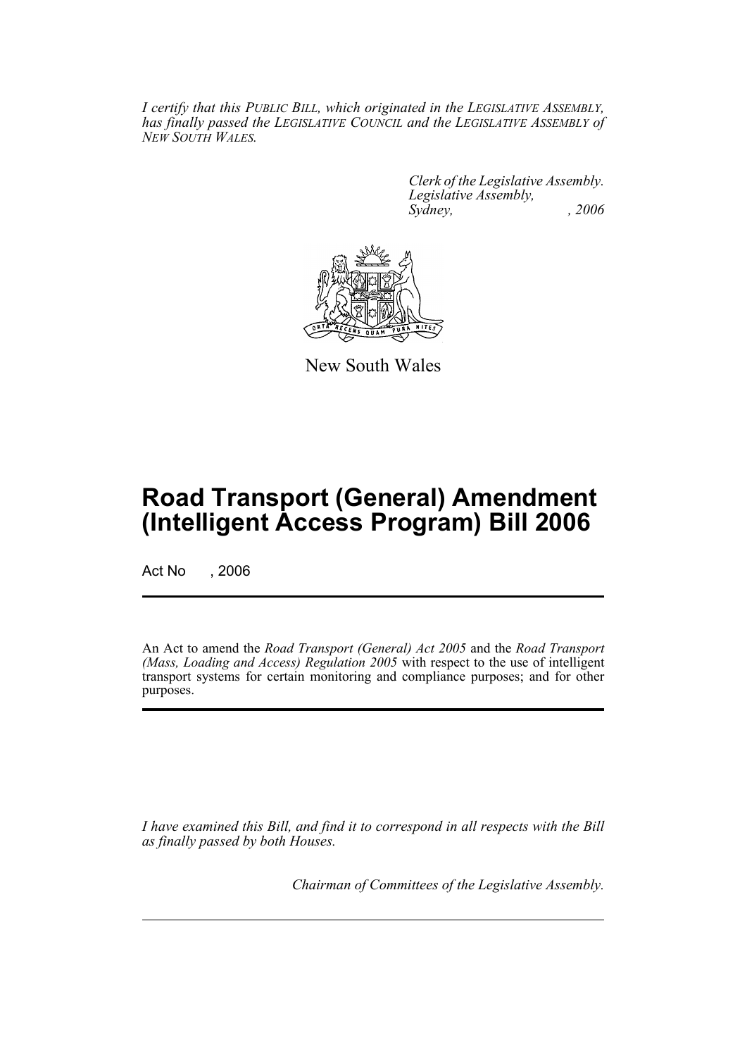*I certify that this PUBLIC BILL, which originated in the LEGISLATIVE ASSEMBLY, has finally passed the LEGISLATIVE COUNCIL and the LEGISLATIVE ASSEMBLY of NEW SOUTH WALES.*

*Clerk of the Legislative Assembly.*
*Legislative Assembly,*
*Sydney, , 2006*

New South Wales

# Road Transport (General) Amendment (Intelligent Access Program) Bill 2006

Act No , 2006

An Act to amend the *Road Transport (General) Act 2005* and the *Road Transport (Mass, Loading and Access) Regulation 2005* with respect to the use of intelligent transport systems for certain monitoring and compliance purposes; and for other purposes.

*I have examined this Bill, and find it to correspond in all respects with the Bill as finally passed by both Houses.*

*Chairman of Committees of the Legislative Assembly.*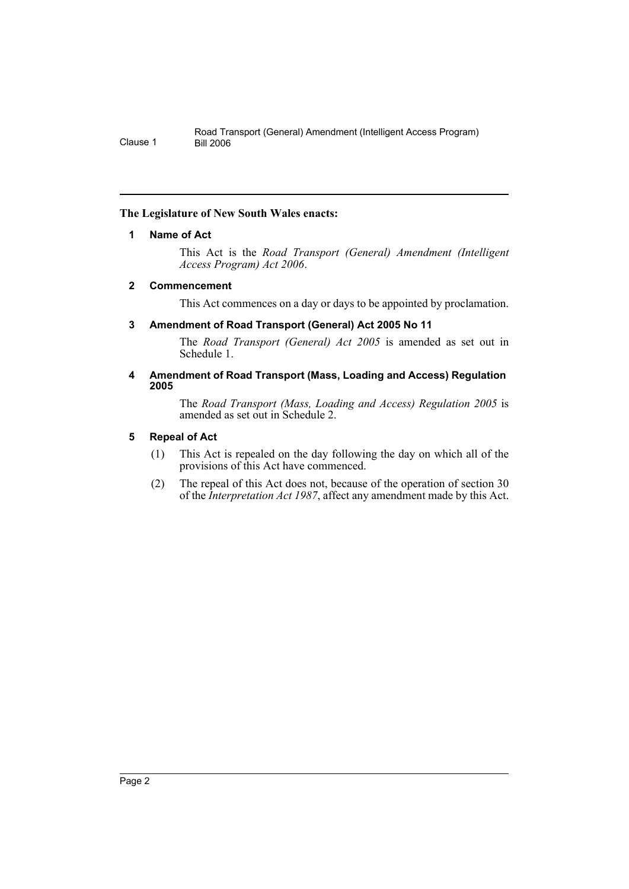**The Legislature of New South Wales enacts:**

### 1 Name of Act

This Act is the *Road Transport (General) Amendment (Intelligent Access Program) Act 2006*.

### 2 Commencement

This Act commences on a day or days to be appointed by proclamation.

### 3 Amendment of Road Transport (General) Act 2005 No 11

The *Road Transport (General) Act 2005* is amended as set out in Schedule 1.

### 4 Amendment of Road Transport (Mass, Loading and Access) Regulation 2005

The *Road Transport (Mass, Loading and Access) Regulation 2005* is amended as set out in Schedule 2.

### 5 Repeal of Act

(1) This Act is repealed on the day following the day on which all of the provisions of this Act have commenced.

(2) The repeal of this Act does not, because of the operation of section 30 of the *Interpretation Act 1987*, affect any amendment made by this Act.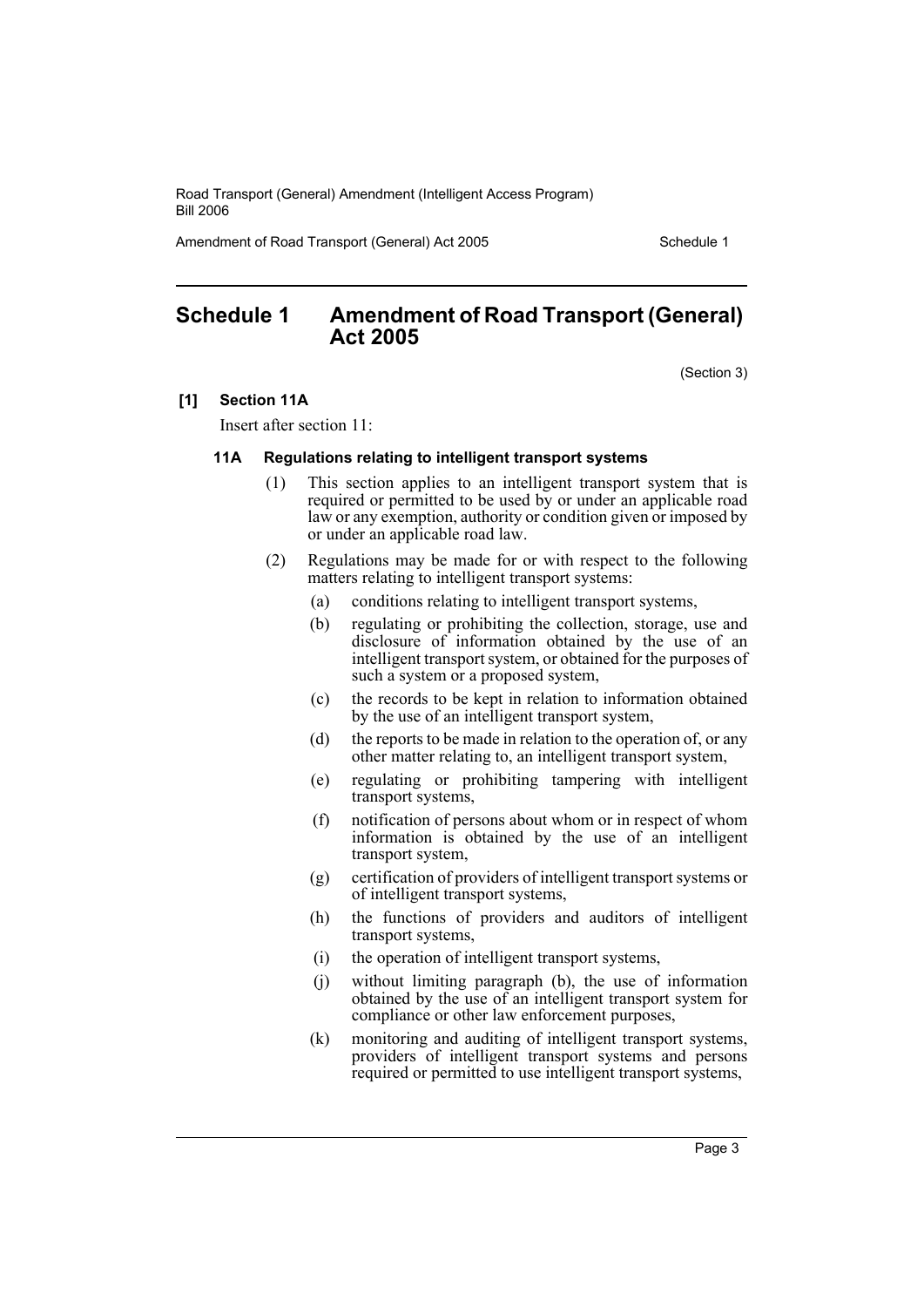# Schedule 1 Amendment of Road Transport (General) Act 2005

(Section 3)

**[1] Section 11A**

Insert after section 11:

**11A Regulations relating to intelligent transport systems**

(1) This section applies to an intelligent transport system that is required or permitted to be used by or under an applicable road law or any exemption, authority or condition given or imposed by or under an applicable road law.

(2) Regulations may be made for or with respect to the following matters relating to intelligent transport systems:

(a) conditions relating to intelligent transport systems,

(b) regulating or prohibiting the collection, storage, use and disclosure of information obtained by the use of an intelligent transport system, or obtained for the purposes of such a system or a proposed system,

(c) the records to be kept in relation to information obtained by the use of an intelligent transport system,

(d) the reports to be made in relation to the operation of, or any other matter relating to, an intelligent transport system,

(e) regulating or prohibiting tampering with intelligent transport systems,

(f) notification of persons about whom or in respect of whom information is obtained by the use of an intelligent transport system,

(g) certification of providers of intelligent transport systems or of intelligent transport systems,

(h) the functions of providers and auditors of intelligent transport systems,

(i) the operation of intelligent transport systems,

(j) without limiting paragraph (b), the use of information obtained by the use of an intelligent transport system for compliance or other law enforcement purposes,

(k) monitoring and auditing of intelligent transport systems, providers of intelligent transport systems and persons required or permitted to use intelligent transport systems,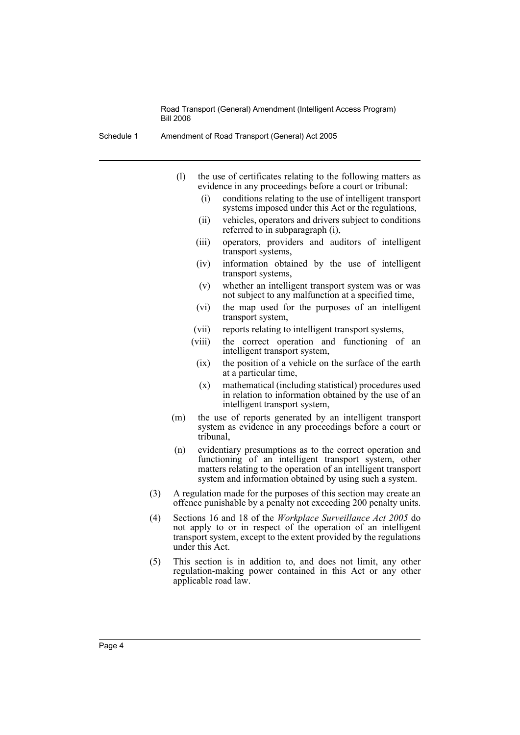(l) the use of certificates relating to the following matters as evidence in any proceedings before a court or tribunal:

   (i) conditions relating to the use of intelligent transport systems imposed under this Act or the regulations,

   (ii) vehicles, operators and drivers subject to conditions referred to in subparagraph (i),

   (iii) operators, providers and auditors of intelligent transport systems,

   (iv) information obtained by the use of intelligent transport systems,

   (v) whether an intelligent transport system was or was not subject to any malfunction at a specified time,

   (vi) the map used for the purposes of an intelligent transport system,

   (vii) reports relating to intelligent transport systems,

   (viii) the correct operation and functioning of an intelligent transport system,

   (ix) the position of a vehicle on the surface of the earth at a particular time,

   (x) mathematical (including statistical) procedures used in relation to information obtained by the use of an intelligent transport system,

(m) the use of reports generated by an intelligent transport system as evidence in any proceedings before a court or tribunal,

(n) evidentiary presumptions as to the correct operation and functioning of an intelligent transport system, other matters relating to the operation of an intelligent transport system and information obtained by using such a system.

(3) A regulation made for the purposes of this section may create an offence punishable by a penalty not exceeding 200 penalty units.

(4) Sections 16 and 18 of the *Workplace Surveillance Act 2005* do not apply to or in respect of the operation of an intelligent transport system, except to the extent provided by the regulations under this Act.

(5) This section is in addition to, and does not limit, any other regulation-making power contained in this Act or any other applicable road law.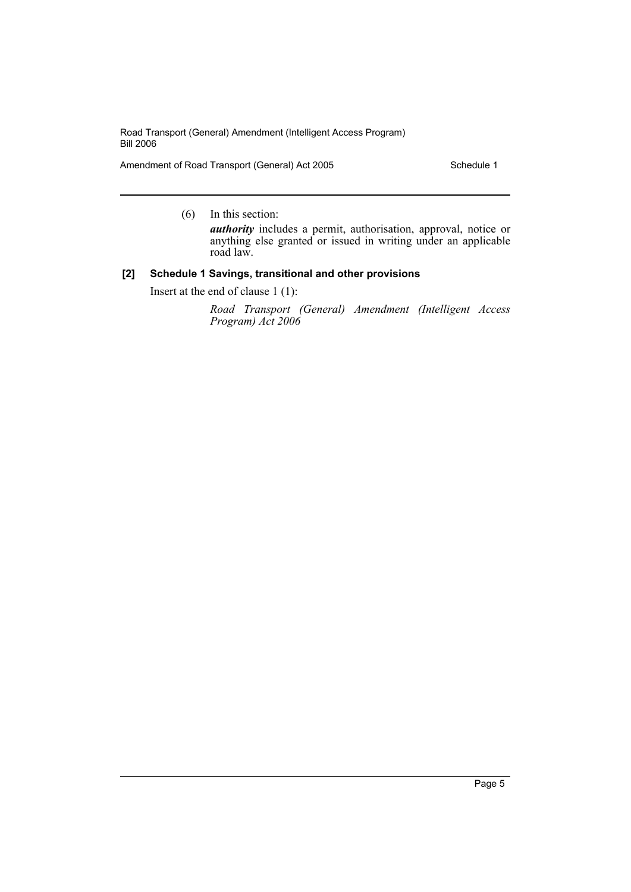(6) In this section:

***authority*** includes a permit, authorisation, approval, notice or anything else granted or issued in writing under an applicable road law.

### [2] Schedule 1 Savings, transitional and other provisions

Insert at the end of clause 1 (1):

*Road Transport (General) Amendment (Intelligent Access Program) Act 2006*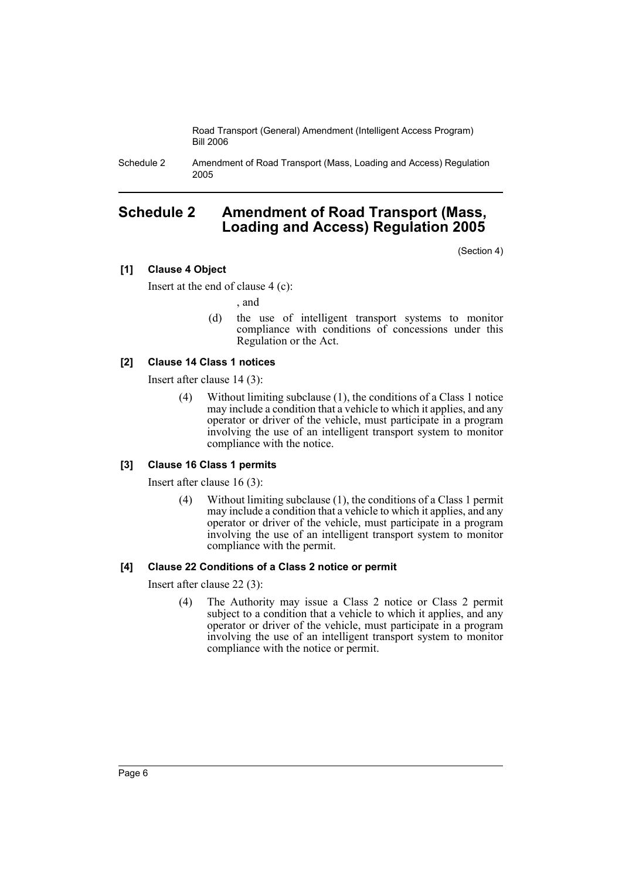# Schedule 2 Amendment of Road Transport (Mass, Loading and Access) Regulation 2005

(Section 4)

**[1] Clause 4 Object**

Insert at the end of clause 4 (c):

, and

(d) the use of intelligent transport systems to monitor compliance with conditions of concessions under this Regulation or the Act.

**[2] Clause 14 Class 1 notices**

Insert after clause 14 (3):

(4) Without limiting subclause (1), the conditions of a Class 1 notice may include a condition that a vehicle to which it applies, and any operator or driver of the vehicle, must participate in a program involving the use of an intelligent transport system to monitor compliance with the notice.

**[3] Clause 16 Class 1 permits**

Insert after clause 16 (3):

(4) Without limiting subclause (1), the conditions of a Class 1 permit may include a condition that a vehicle to which it applies, and any operator or driver of the vehicle, must participate in a program involving the use of an intelligent transport system to monitor compliance with the permit.

**[4] Clause 22 Conditions of a Class 2 notice or permit**

Insert after clause 22 (3):

(4) The Authority may issue a Class 2 notice or Class 2 permit subject to a condition that a vehicle to which it applies, and any operator or driver of the vehicle, must participate in a program involving the use of an intelligent transport system to monitor compliance with the notice or permit.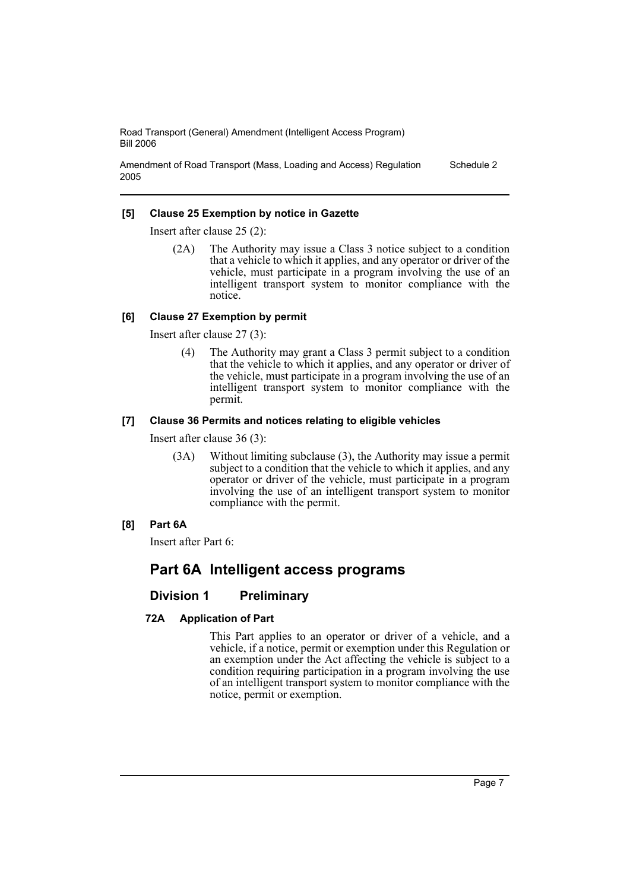**[5] Clause 25 Exemption by notice in Gazette**

Insert after clause 25 (2):

> (2A) The Authority may issue a Class 3 notice subject to a condition that a vehicle to which it applies, and any operator or driver of the vehicle, must participate in a program involving the use of an intelligent transport system to monitor compliance with the notice.

**[6] Clause 27 Exemption by permit**

Insert after clause 27 (3):

> (4) The Authority may grant a Class 3 permit subject to a condition that the vehicle to which it applies, and any operator or driver of the vehicle, must participate in a program involving the use of an intelligent transport system to monitor compliance with the permit.

**[7] Clause 36 Permits and notices relating to eligible vehicles**

Insert after clause 36 (3):

> (3A) Without limiting subclause (3), the Authority may issue a permit subject to a condition that the vehicle to which it applies, and any operator or driver of the vehicle, must participate in a program involving the use of an intelligent transport system to monitor compliance with the permit.

**[8] Part 6A**

Insert after Part 6:

# Part 6A Intelligent access programs

## Division 1 Preliminary

### 72A Application of Part

This Part applies to an operator or driver of a vehicle, and a vehicle, if a notice, permit or exemption under this Regulation or an exemption under the Act affecting the vehicle is subject to a condition requiring participation in a program involving the use of an intelligent transport system to monitor compliance with the notice, permit or exemption.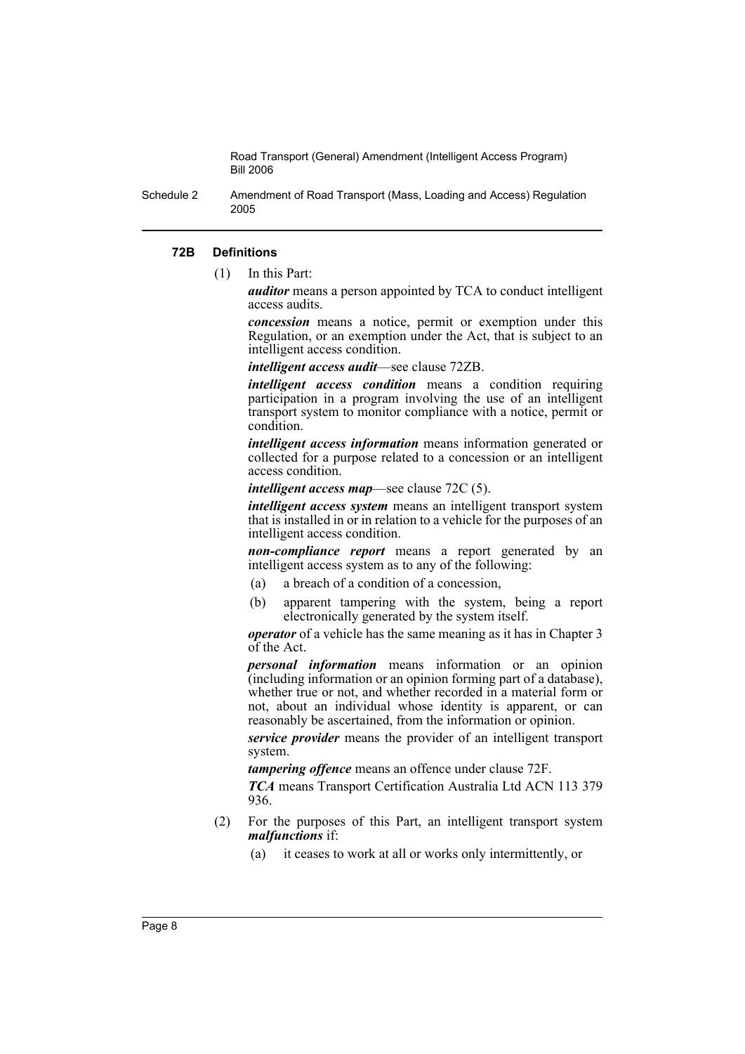### 72B Definitions

(1) In this Part:

***auditor*** means a person appointed by TCA to conduct intelligent access audits.

***concession*** means a notice, permit or exemption under this Regulation, or an exemption under the Act, that is subject to an intelligent access condition.

***intelligent access audit***—see clause 72ZB.

***intelligent access condition*** means a condition requiring participation in a program involving the use of an intelligent transport system to monitor compliance with a notice, permit or condition.

***intelligent access information*** means information generated or collected for a purpose related to a concession or an intelligent access condition.

***intelligent access map***—see clause 72C (5).

***intelligent access system*** means an intelligent transport system that is installed in or in relation to a vehicle for the purposes of an intelligent access condition.

***non-compliance report*** means a report generated by an intelligent access system as to any of the following:

- (a) a breach of a condition of a concession,
- (b) apparent tampering with the system, being a report electronically generated by the system itself.

***operator*** of a vehicle has the same meaning as it has in Chapter 3 of the Act.

***personal information*** means information or an opinion (including information or an opinion forming part of a database), whether true or not, and whether recorded in a material form or not, about an individual whose identity is apparent, or can reasonably be ascertained, from the information or opinion.

***service provider*** means the provider of an intelligent transport system.

***tampering offence*** means an offence under clause 72F.

***TCA*** means Transport Certification Australia Ltd ACN 113 379 936.

(2) For the purposes of this Part, an intelligent transport system ***malfunctions*** if:

- (a) it ceases to work at all or works only intermittently, or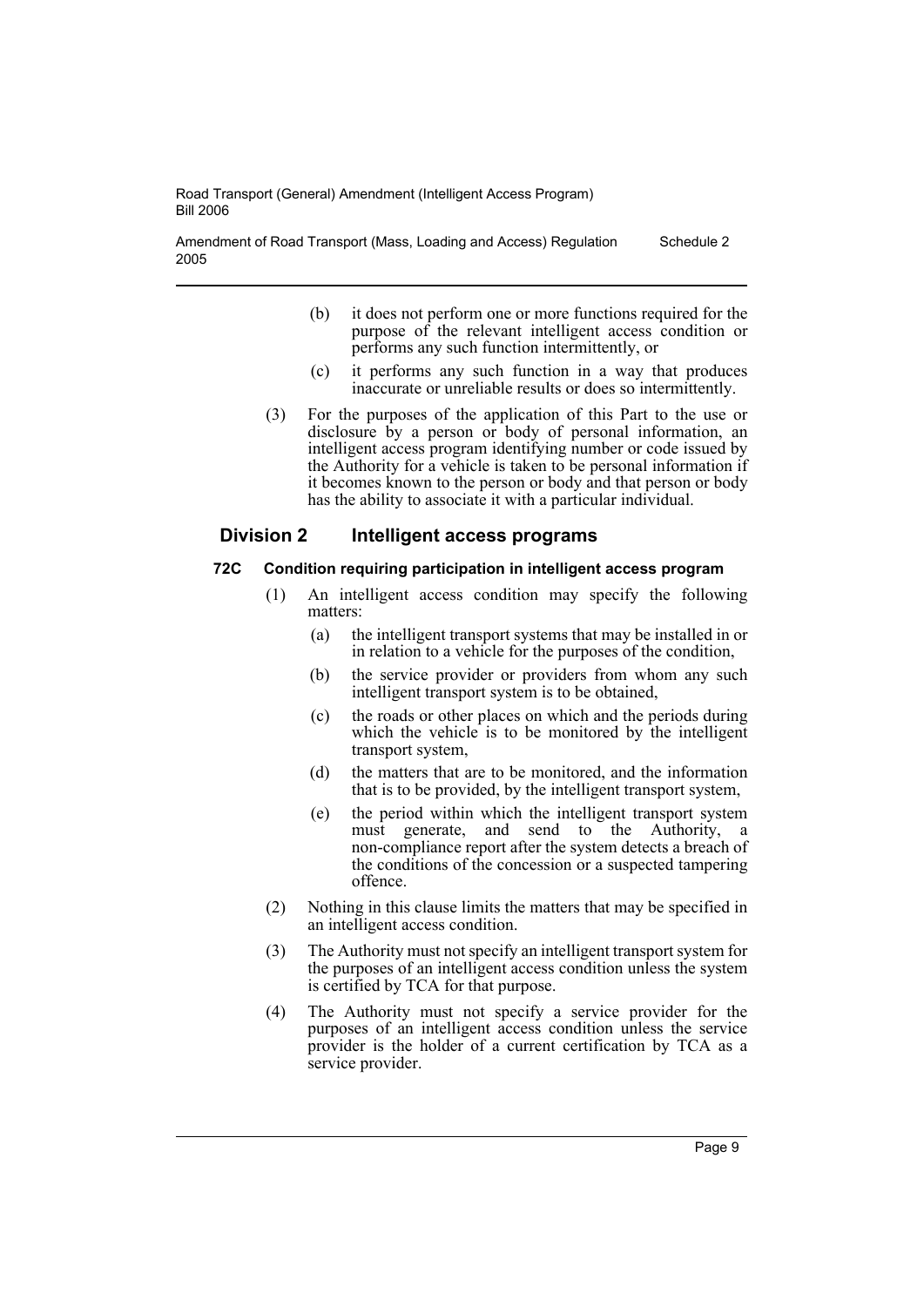(b) it does not perform one or more functions required for the purpose of the relevant intelligent access condition or performs any such function intermittently, or

(c) it performs any such function in a way that produces inaccurate or unreliable results or does so intermittently.

(3) For the purposes of the application of this Part to the use or disclosure by a person or body of personal information, an intelligent access program identifying number or code issued by the Authority for a vehicle is taken to be personal information if it becomes known to the person or body and that person or body has the ability to associate it with a particular individual.

## Division 2 Intelligent access programs

### 72C Condition requiring participation in intelligent access program

(1) An intelligent access condition may specify the following matters:

(a) the intelligent transport systems that may be installed in or in relation to a vehicle for the purposes of the condition,

(b) the service provider or providers from whom any such intelligent transport system is to be obtained,

(c) the roads or other places on which and the periods during which the vehicle is to be monitored by the intelligent transport system,

(d) the matters that are to be monitored, and the information that is to be provided, by the intelligent transport system,

(e) the period within which the intelligent transport system must generate, and send to the Authority, a non-compliance report after the system detects a breach of the conditions of the concession or a suspected tampering offence.

(2) Nothing in this clause limits the matters that may be specified in an intelligent access condition.

(3) The Authority must not specify an intelligent transport system for the purposes of an intelligent access condition unless the system is certified by TCA for that purpose.

(4) The Authority must not specify a service provider for the purposes of an intelligent access condition unless the service provider is the holder of a current certification by TCA as a service provider.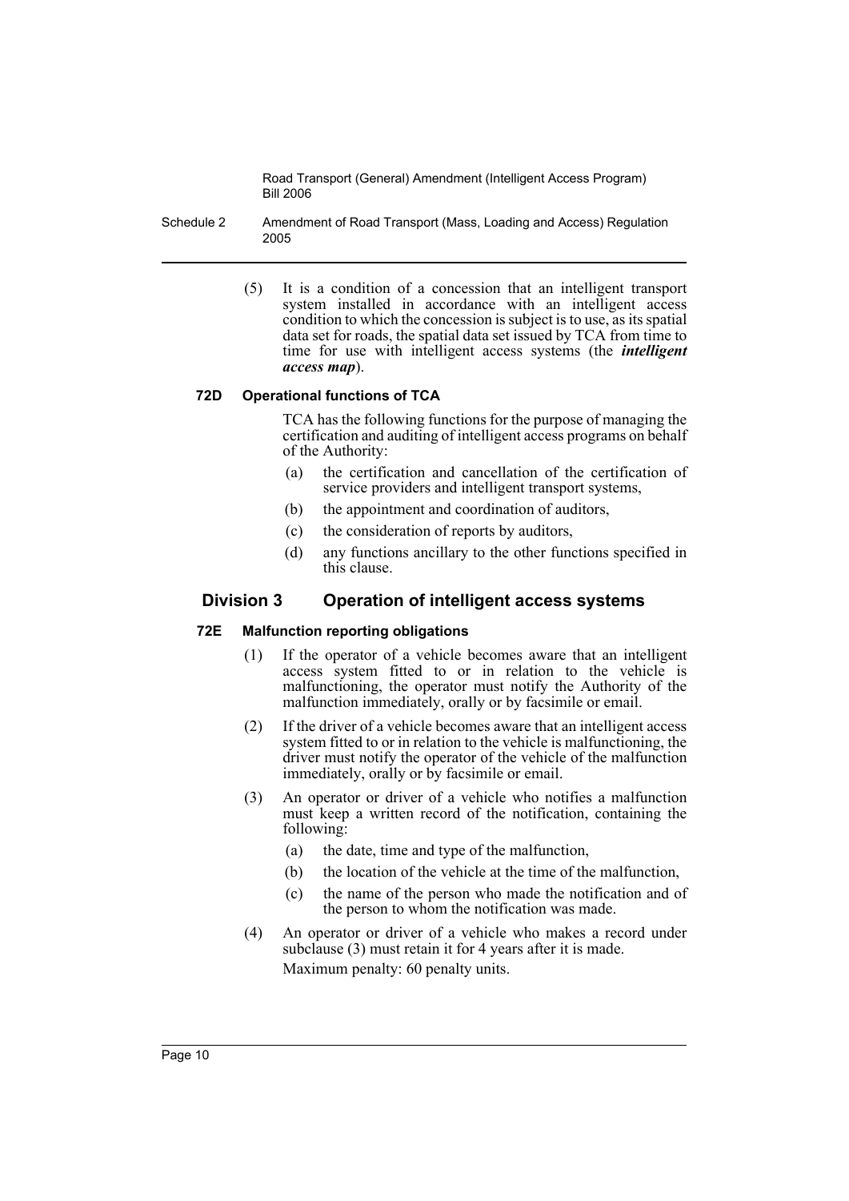(5) It is a condition of a concession that an intelligent transport system installed in accordance with an intelligent access condition to which the concession is subject is to use, as its spatial data set for roads, the spatial data set issued by TCA from time to time for use with intelligent access systems (the ***intelligent access map***).

#### 72D Operational functions of TCA

TCA has the following functions for the purpose of managing the certification and auditing of intelligent access programs on behalf of the Authority:

(a) the certification and cancellation of the certification of service providers and intelligent transport systems,

(b) the appointment and coordination of auditors,

(c) the consideration of reports by auditors,

(d) any functions ancillary to the other functions specified in this clause.

### Division 3 Operation of intelligent access systems

#### 72E Malfunction reporting obligations

(1) If the operator of a vehicle becomes aware that an intelligent access system fitted to or in relation to the vehicle is malfunctioning, the operator must notify the Authority of the malfunction immediately, orally or by facsimile or email.

(2) If the driver of a vehicle becomes aware that an intelligent access system fitted to or in relation to the vehicle is malfunctioning, the driver must notify the operator of the vehicle of the malfunction immediately, orally or by facsimile or email.

(3) An operator or driver of a vehicle who notifies a malfunction must keep a written record of the notification, containing the following:

(a) the date, time and type of the malfunction,

(b) the location of the vehicle at the time of the malfunction,

(c) the name of the person who made the notification and of the person to whom the notification was made.

(4) An operator or driver of a vehicle who makes a record under subclause (3) must retain it for 4 years after it is made.

Maximum penalty: 60 penalty units.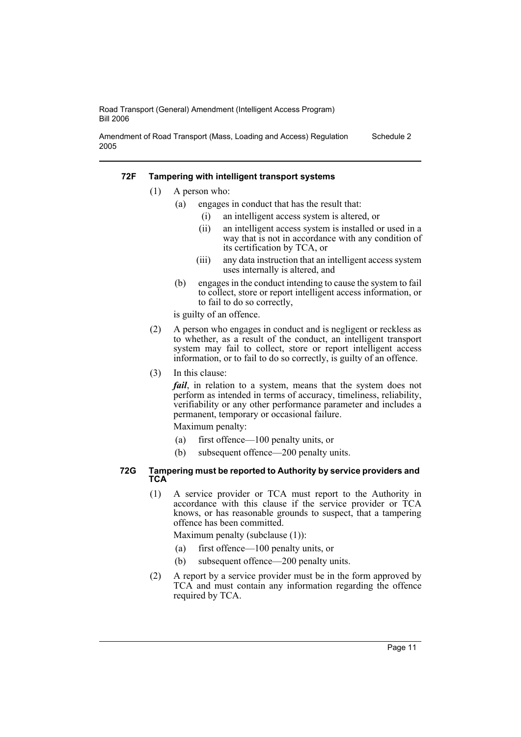#### 72F Tampering with intelligent transport systems

(1) A person who:

(a) engages in conduct that has the result that:

(i) an intelligent access system is altered, or

(ii) an intelligent access system is installed or used in a way that is not in accordance with any condition of its certification by TCA, or

(iii) any data instruction that an intelligent access system uses internally is altered, and

(b) engages in the conduct intending to cause the system to fail to collect, store or report intelligent access information, or to fail to do so correctly,

is guilty of an offence.

(2) A person who engages in conduct and is negligent or reckless as to whether, as a result of the conduct, an intelligent transport system may fail to collect, store or report intelligent access information, or to fail to do so correctly, is guilty of an offence.

(3) In this clause:

***fail***, in relation to a system, means that the system does not perform as intended in terms of accuracy, timeliness, reliability, verifiability or any other performance parameter and includes a permanent, temporary or occasional failure.

Maximum penalty:

(a) first offence—100 penalty units, or

(b) subsequent offence—200 penalty units.

#### 72G Tampering must be reported to Authority by service providers and TCA

(1) A service provider or TCA must report to the Authority in accordance with this clause if the service provider or TCA knows, or has reasonable grounds to suspect, that a tampering offence has been committed.

Maximum penalty (subclause (1)):

(a) first offence—100 penalty units, or

(b) subsequent offence—200 penalty units.

(2) A report by a service provider must be in the form approved by TCA and must contain any information regarding the offence required by TCA.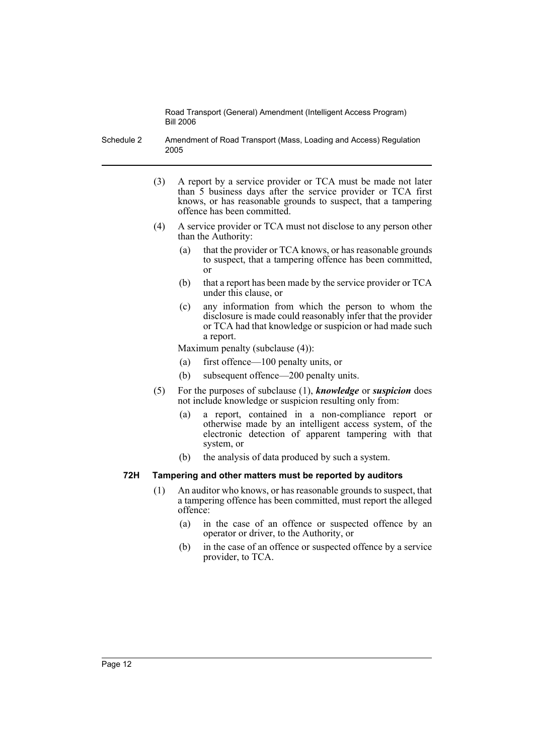(3) A report by a service provider or TCA must be made not later than 5 business days after the service provider or TCA first knows, or has reasonable grounds to suspect, that a tampering offence has been committed.

(4) A service provider or TCA must not disclose to any person other than the Authority:

- (a) that the provider or TCA knows, or has reasonable grounds to suspect, that a tampering offence has been committed, or
- (b) that a report has been made by the service provider or TCA under this clause, or
- (c) any information from which the person to whom the disclosure is made could reasonably infer that the provider or TCA had that knowledge or suspicion or had made such a report.

Maximum penalty (subclause (4)):

- (a) first offence—100 penalty units, or
- (b) subsequent offence—200 penalty units.

(5) For the purposes of subclause (1), ***knowledge*** or ***suspicion*** does not include knowledge or suspicion resulting only from:

- (a) a report, contained in a non-compliance report or otherwise made by an intelligent access system, of the electronic detection of apparent tampering with that system, or
- (b) the analysis of data produced by such a system.

### 72H Tampering and other matters must be reported by auditors

(1) An auditor who knows, or has reasonable grounds to suspect, that a tampering offence has been committed, must report the alleged offence:

- (a) in the case of an offence or suspected offence by an operator or driver, to the Authority, or
- (b) in the case of an offence or suspected offence by a service provider, to TCA.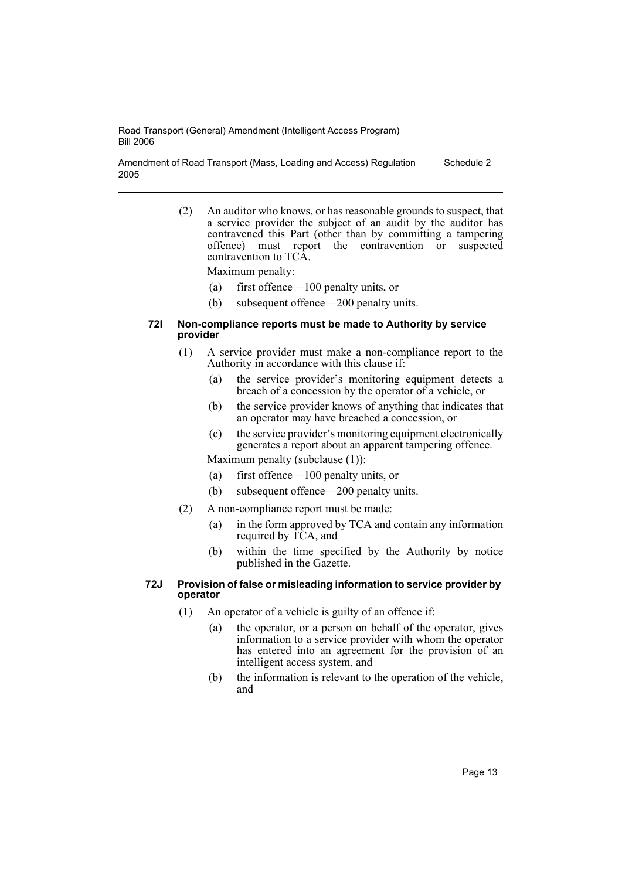(2) An auditor who knows, or has reasonable grounds to suspect, that a service provider the subject of an audit by the auditor has contravened this Part (other than by committing a tampering offence) must report the contravention or suspected contravention to TCA.

Maximum penalty:

- (a) first offence—100 penalty units, or
- (b) subsequent offence—200 penalty units.

#### 72I Non-compliance reports must be made to Authority by service provider

(1) A service provider must make a non-compliance report to the Authority in accordance with this clause if:

- (a) the service provider's monitoring equipment detects a breach of a concession by the operator of a vehicle, or
- (b) the service provider knows of anything that indicates that an operator may have breached a concession, or
- (c) the service provider's monitoring equipment electronically generates a report about an apparent tampering offence.

Maximum penalty (subclause (1)):

- (a) first offence—100 penalty units, or
- (b) subsequent offence—200 penalty units.

(2) A non-compliance report must be made:

- (a) in the form approved by TCA and contain any information required by TCA, and
- (b) within the time specified by the Authority by notice published in the Gazette.

#### 72J Provision of false or misleading information to service provider by operator

(1) An operator of a vehicle is guilty of an offence if:

- (a) the operator, or a person on behalf of the operator, gives information to a service provider with whom the operator has entered into an agreement for the provision of an intelligent access system, and
- (b) the information is relevant to the operation of the vehicle, and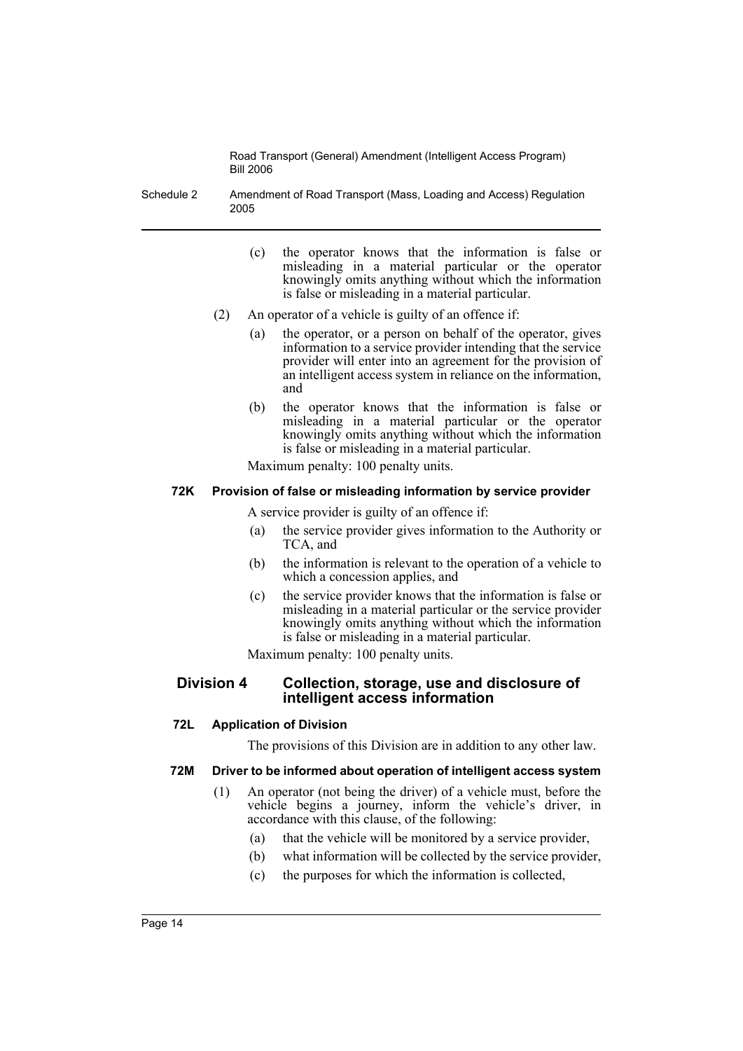(c) the operator knows that the information is false or misleading in a material particular or the operator knowingly omits anything without which the information is false or misleading in a material particular.

(2) An operator of a vehicle is guilty of an offence if:

(a) the operator, or a person on behalf of the operator, gives information to a service provider intending that the service provider will enter into an agreement for the provision of an intelligent access system in reliance on the information, and

(b) the operator knows that the information is false or misleading in a material particular or the operator knowingly omits anything without which the information is false or misleading in a material particular.

Maximum penalty: 100 penalty units.

#### 72K Provision of false or misleading information by service provider

A service provider is guilty of an offence if:

(a) the service provider gives information to the Authority or TCA, and

(b) the information is relevant to the operation of a vehicle to which a concession applies, and

(c) the service provider knows that the information is false or misleading in a material particular or the service provider knowingly omits anything without which the information is false or misleading in a material particular.

Maximum penalty: 100 penalty units.

### Division 4 Collection, storage, use and disclosure of intelligent access information

#### 72L Application of Division

The provisions of this Division are in addition to any other law.

#### 72M Driver to be informed about operation of intelligent access system

(1) An operator (not being the driver) of a vehicle must, before the vehicle begins a journey, inform the vehicle's driver, in accordance with this clause, of the following:

(a) that the vehicle will be monitored by a service provider,

(b) what information will be collected by the service provider,

(c) the purposes for which the information is collected,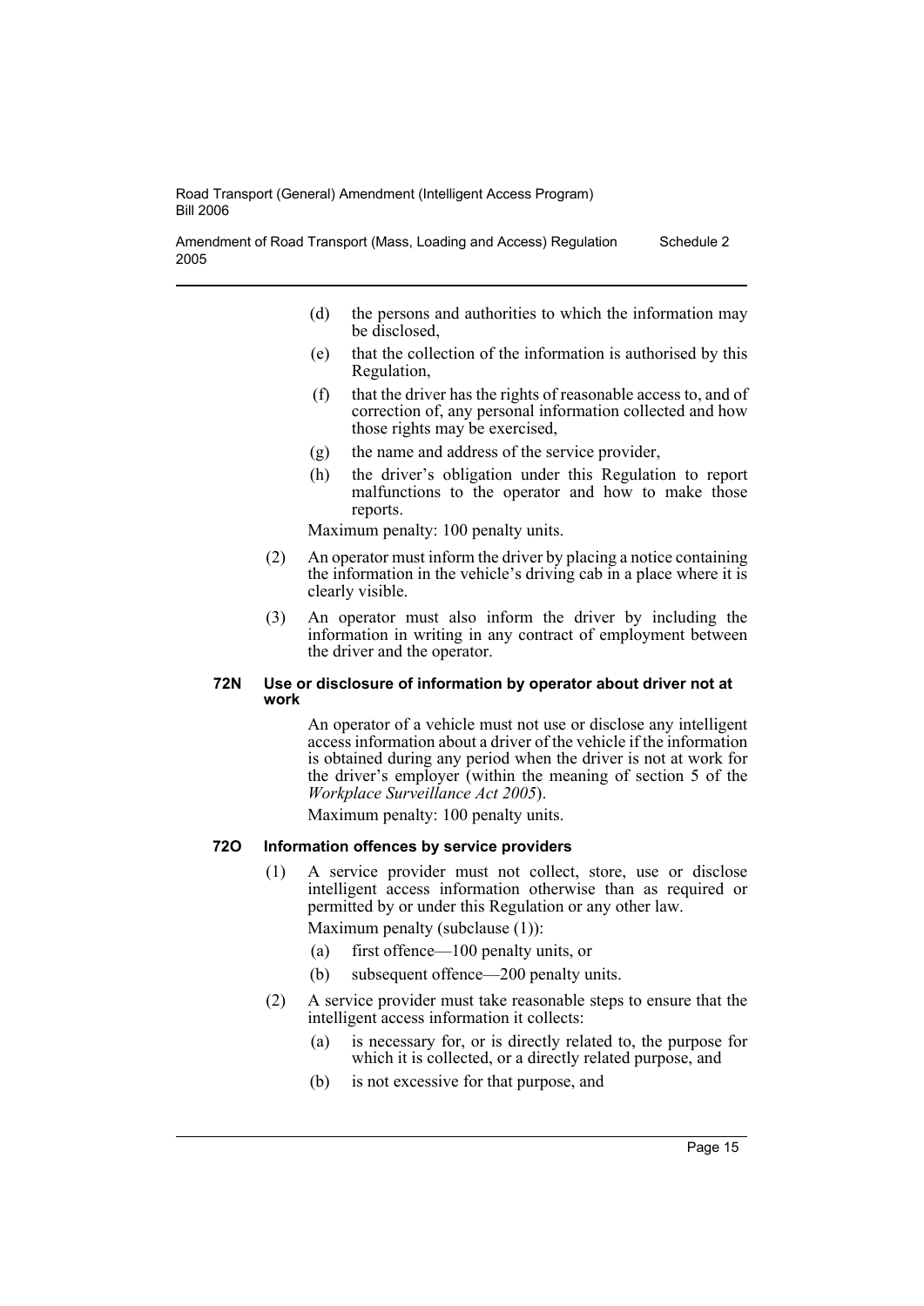(d) the persons and authorities to which the information may be disclosed,

(e) that the collection of the information is authorised by this Regulation,

(f) that the driver has the rights of reasonable access to, and of correction of, any personal information collected and how those rights may be exercised,

(g) the name and address of the service provider,

(h) the driver's obligation under this Regulation to report malfunctions to the operator and how to make those reports.

Maximum penalty: 100 penalty units.

(2) An operator must inform the driver by placing a notice containing the information in the vehicle's driving cab in a place where it is clearly visible.

(3) An operator must also inform the driver by including the information in writing in any contract of employment between the driver and the operator.

#### 72N Use or disclosure of information by operator about driver not at work

An operator of a vehicle must not use or disclose any intelligent access information about a driver of the vehicle if the information is obtained during any period when the driver is not at work for the driver's employer (within the meaning of section 5 of the *Workplace Surveillance Act 2005*).

Maximum penalty: 100 penalty units.

#### 72O Information offences by service providers

(1) A service provider must not collect, store, use or disclose intelligent access information otherwise than as required or permitted by or under this Regulation or any other law.

Maximum penalty (subclause (1)):

(a) first offence—100 penalty units, or

(b) subsequent offence—200 penalty units.

(2) A service provider must take reasonable steps to ensure that the intelligent access information it collects:

(a) is necessary for, or is directly related to, the purpose for which it is collected, or a directly related purpose, and

(b) is not excessive for that purpose, and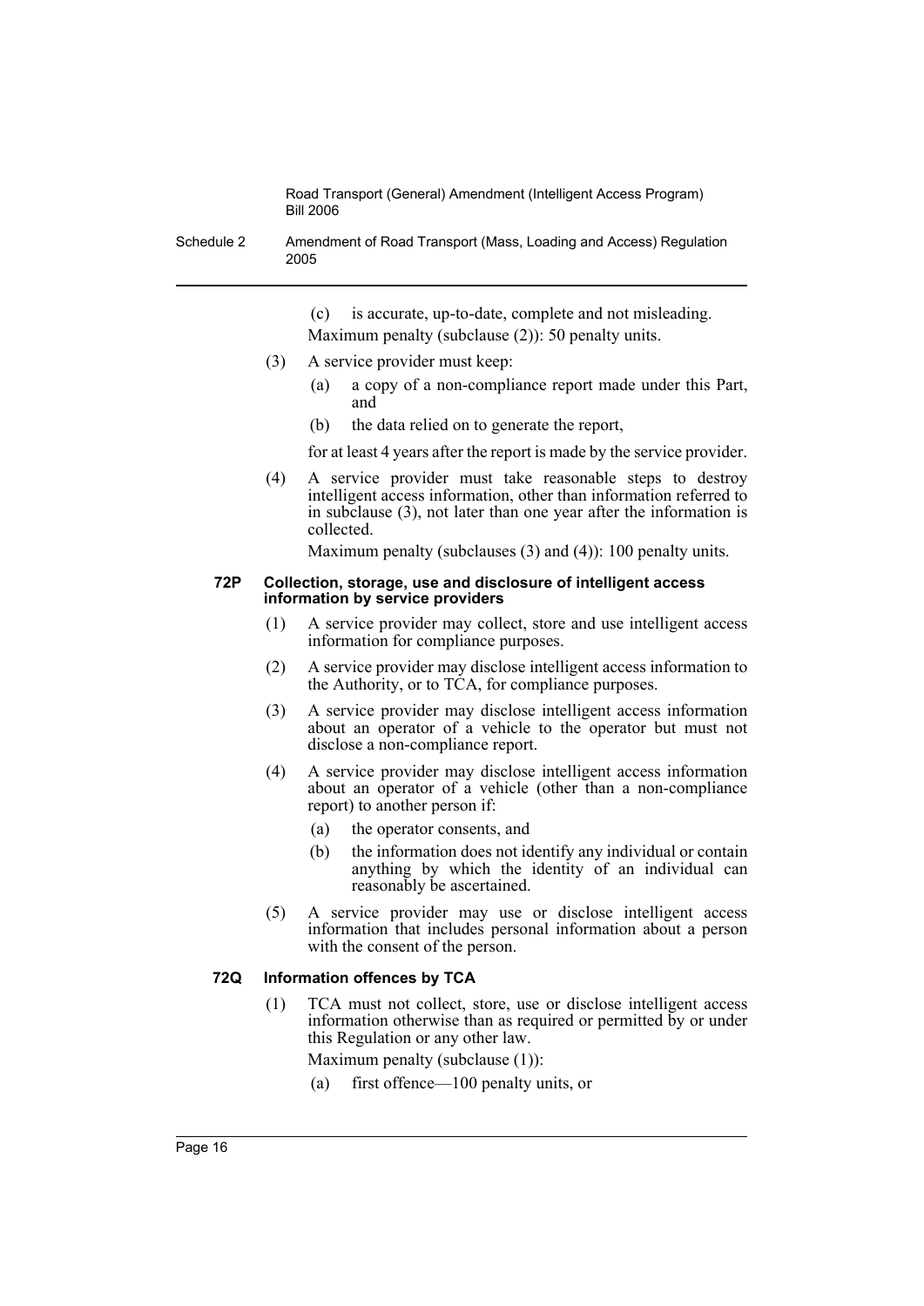(c) is accurate, up-to-date, complete and not misleading.

Maximum penalty (subclause (2)): 50 penalty units.

(3) A service provider must keep:

(a) a copy of a non-compliance report made under this Part, and

(b) the data relied on to generate the report,

for at least 4 years after the report is made by the service provider.

(4) A service provider must take reasonable steps to destroy intelligent access information, other than information referred to in subclause (3), not later than one year after the information is collected.

Maximum penalty (subclauses (3) and (4)): 100 penalty units.

#### 72P Collection, storage, use and disclosure of intelligent access information by service providers

(1) A service provider may collect, store and use intelligent access information for compliance purposes.

(2) A service provider may disclose intelligent access information to the Authority, or to TCA, for compliance purposes.

(3) A service provider may disclose intelligent access information about an operator of a vehicle to the operator but must not disclose a non-compliance report.

(4) A service provider may disclose intelligent access information about an operator of a vehicle (other than a non-compliance report) to another person if:

(a) the operator consents, and

(b) the information does not identify any individual or contain anything by which the identity of an individual can reasonably be ascertained.

(5) A service provider may use or disclose intelligent access information that includes personal information about a person with the consent of the person.

#### 72Q Information offences by TCA

(1) TCA must not collect, store, use or disclose intelligent access information otherwise than as required or permitted by or under this Regulation or any other law.

Maximum penalty (subclause (1)):

(a) first offence—100 penalty units, or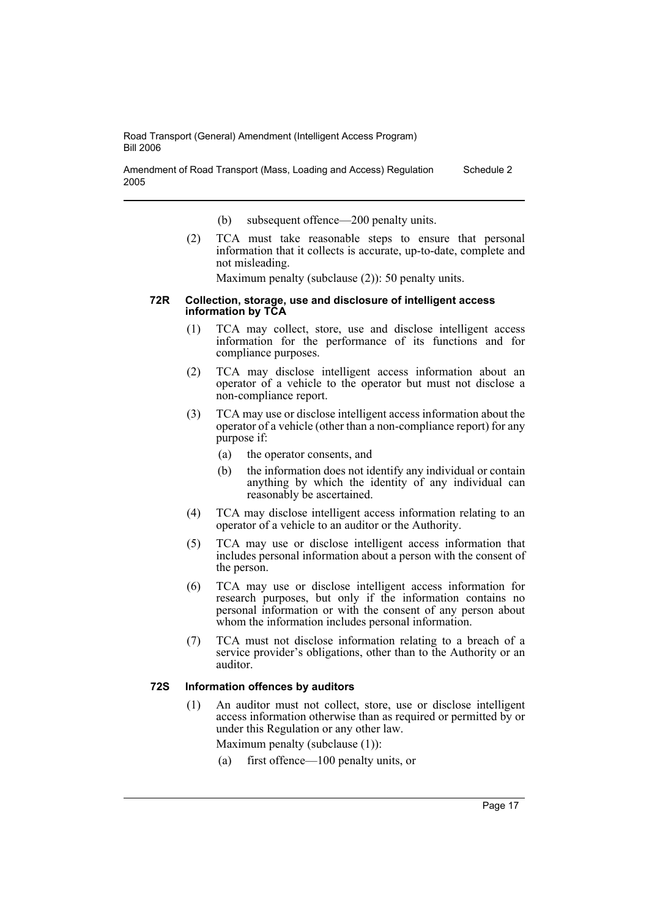(b) subsequent offence—200 penalty units.

(2) TCA must take reasonable steps to ensure that personal information that it collects is accurate, up-to-date, complete and not misleading.

Maximum penalty (subclause (2)): 50 penalty units.

#### 72R Collection, storage, use and disclosure of intelligent access information by TCA

(1) TCA may collect, store, use and disclose intelligent access information for the performance of its functions and for compliance purposes.

(2) TCA may disclose intelligent access information about an operator of a vehicle to the operator but must not disclose a non-compliance report.

(3) TCA may use or disclose intelligent access information about the operator of a vehicle (other than a non-compliance report) for any purpose if:

(a) the operator consents, and

(b) the information does not identify any individual or contain anything by which the identity of any individual can reasonably be ascertained.

(4) TCA may disclose intelligent access information relating to an operator of a vehicle to an auditor or the Authority.

(5) TCA may use or disclose intelligent access information that includes personal information about a person with the consent of the person.

(6) TCA may use or disclose intelligent access information for research purposes, but only if the information contains no personal information or with the consent of any person about whom the information includes personal information.

(7) TCA must not disclose information relating to a breach of a service provider's obligations, other than to the Authority or an auditor.

#### 72S Information offences by auditors

(1) An auditor must not collect, store, use or disclose intelligent access information otherwise than as required or permitted by or under this Regulation or any other law.

Maximum penalty (subclause (1)):

(a) first offence—100 penalty units, or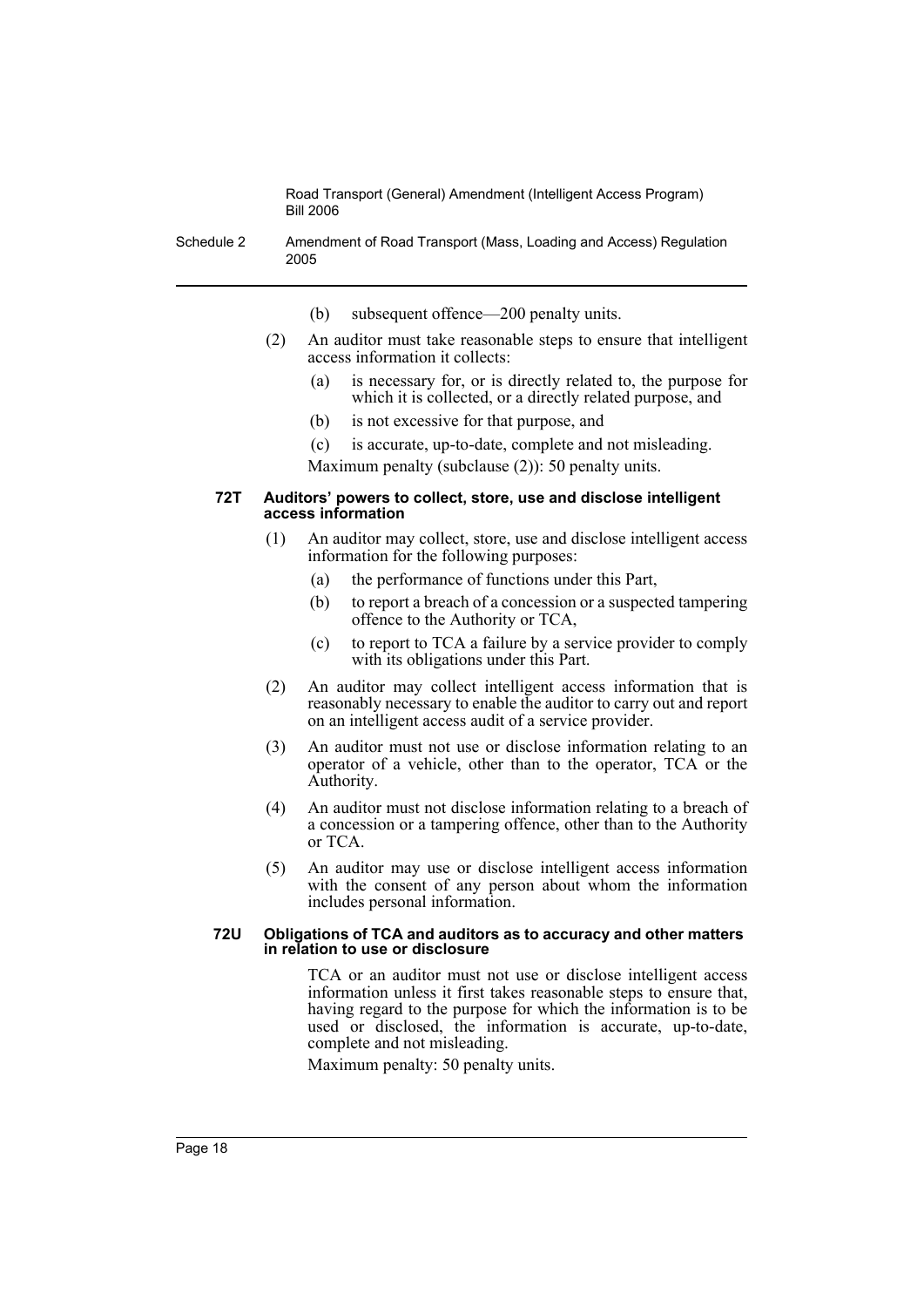(b) subsequent offence—200 penalty units.

(2) An auditor must take reasonable steps to ensure that intelligent access information it collects:

(a) is necessary for, or is directly related to, the purpose for which it is collected, or a directly related purpose, and

(b) is not excessive for that purpose, and

(c) is accurate, up-to-date, complete and not misleading.

Maximum penalty (subclause (2)): 50 penalty units.

#### 72T Auditors' powers to collect, store, use and disclose intelligent access information

(1) An auditor may collect, store, use and disclose intelligent access information for the following purposes:

(a) the performance of functions under this Part,

(b) to report a breach of a concession or a suspected tampering offence to the Authority or TCA,

(c) to report to TCA a failure by a service provider to comply with its obligations under this Part.

(2) An auditor may collect intelligent access information that is reasonably necessary to enable the auditor to carry out and report on an intelligent access audit of a service provider.

(3) An auditor must not use or disclose information relating to an operator of a vehicle, other than to the operator, TCA or the Authority.

(4) An auditor must not disclose information relating to a breach of a concession or a tampering offence, other than to the Authority or TCA.

(5) An auditor may use or disclose intelligent access information with the consent of any person about whom the information includes personal information.

#### 72U Obligations of TCA and auditors as to accuracy and other matters in relation to use or disclosure

TCA or an auditor must not use or disclose intelligent access information unless it first takes reasonable steps to ensure that, having regard to the purpose for which the information is to be used or disclosed, the information is accurate, up-to-date, complete and not misleading.

Maximum penalty: 50 penalty units.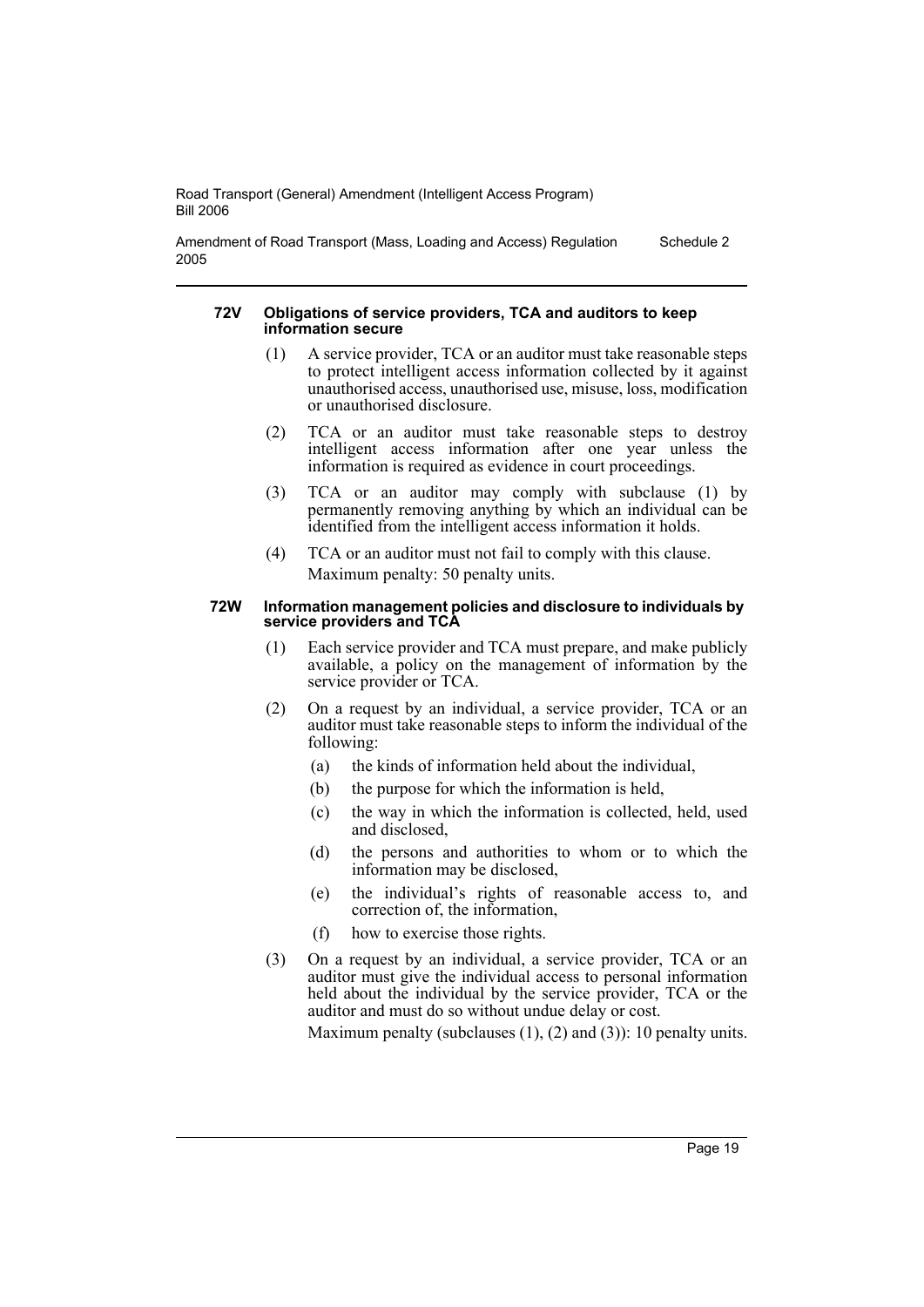#### 72V Obligations of service providers, TCA and auditors to keep information secure

(1) A service provider, TCA or an auditor must take reasonable steps to protect intelligent access information collected by it against unauthorised access, unauthorised use, misuse, loss, modification or unauthorised disclosure.

(2) TCA or an auditor must take reasonable steps to destroy intelligent access information after one year unless the information is required as evidence in court proceedings.

(3) TCA or an auditor may comply with subclause (1) by permanently removing anything by which an individual can be identified from the intelligent access information it holds.

(4) TCA or an auditor must not fail to comply with this clause.

Maximum penalty: 50 penalty units.

#### 72W Information management policies and disclosure to individuals by service providers and TCA

(1) Each service provider and TCA must prepare, and make publicly available, a policy on the management of information by the service provider or TCA.

(2) On a request by an individual, a service provider, TCA or an auditor must take reasonable steps to inform the individual of the following:

- (a) the kinds of information held about the individual,
- (b) the purpose for which the information is held,
- (c) the way in which the information is collected, held, used and disclosed,
- (d) the persons and authorities to whom or to which the information may be disclosed,
- (e) the individual's rights of reasonable access to, and correction of, the information,
- (f) how to exercise those rights.

(3) On a request by an individual, a service provider, TCA or an auditor must give the individual access to personal information held about the individual by the service provider, TCA or the auditor and must do so without undue delay or cost.

Maximum penalty (subclauses (1), (2) and (3)): 10 penalty units.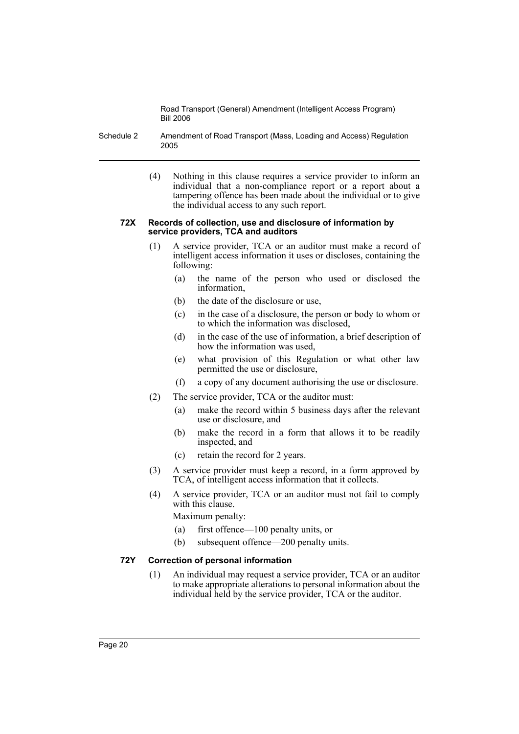(4) Nothing in this clause requires a service provider to inform an individual that a non-compliance report or a report about a tampering offence has been made about the individual or to give the individual access to any such report.

#### 72X Records of collection, use and disclosure of information by service providers, TCA and auditors

(1) A service provider, TCA or an auditor must make a record of intelligent access information it uses or discloses, containing the following:

(a) the name of the person who used or disclosed the information,

(b) the date of the disclosure or use,

(c) in the case of a disclosure, the person or body to whom or to which the information was disclosed,

(d) in the case of the use of information, a brief description of how the information was used,

(e) what provision of this Regulation or what other law permitted the use or disclosure,

(f) a copy of any document authorising the use or disclosure.

(2) The service provider, TCA or the auditor must:

(a) make the record within 5 business days after the relevant use or disclosure, and

(b) make the record in a form that allows it to be readily inspected, and

(c) retain the record for 2 years.

(3) A service provider must keep a record, in a form approved by TCA, of intelligent access information that it collects.

(4) A service provider, TCA or an auditor must not fail to comply with this clause.

Maximum penalty:

(a) first offence—100 penalty units, or

(b) subsequent offence—200 penalty units.

#### 72Y Correction of personal information

(1) An individual may request a service provider, TCA or an auditor to make appropriate alterations to personal information about the individual held by the service provider, TCA or the auditor.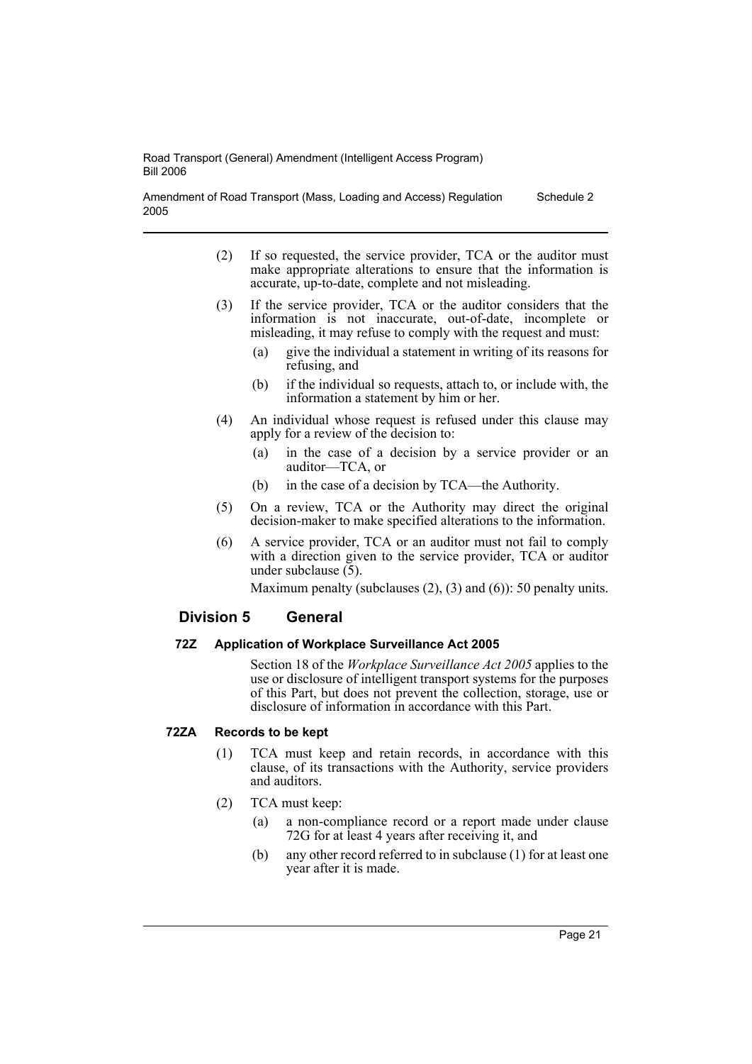(2) If so requested, the service provider, TCA or the auditor must make appropriate alterations to ensure that the information is accurate, up-to-date, complete and not misleading.

(3) If the service provider, TCA or the auditor considers that the information is not inaccurate, out-of-date, incomplete or misleading, it may refuse to comply with the request and must:

- (a) give the individual a statement in writing of its reasons for refusing, and
- (b) if the individual so requests, attach to, or include with, the information a statement by him or her.

(4) An individual whose request is refused under this clause may apply for a review of the decision to:

- (a) in the case of a decision by a service provider or an auditor—TCA, or
- (b) in the case of a decision by TCA—the Authority.

(5) On a review, TCA or the Authority may direct the original decision-maker to make specified alterations to the information.

(6) A service provider, TCA or an auditor must not fail to comply with a direction given to the service provider, TCA or auditor under subclause (5).

Maximum penalty (subclauses (2), (3) and (6)): 50 penalty units.

## Division 5 General

### 72Z Application of Workplace Surveillance Act 2005

Section 18 of the *Workplace Surveillance Act 2005* applies to the use or disclosure of intelligent transport systems for the purposes of this Part, but does not prevent the collection, storage, use or disclosure of information in accordance with this Part.

### 72ZA Records to be kept

(1) TCA must keep and retain records, in accordance with this clause, of its transactions with the Authority, service providers and auditors.

(2) TCA must keep:

- (a) a non-compliance record or a report made under clause 72G for at least 4 years after receiving it, and
- (b) any other record referred to in subclause (1) for at least one year after it is made.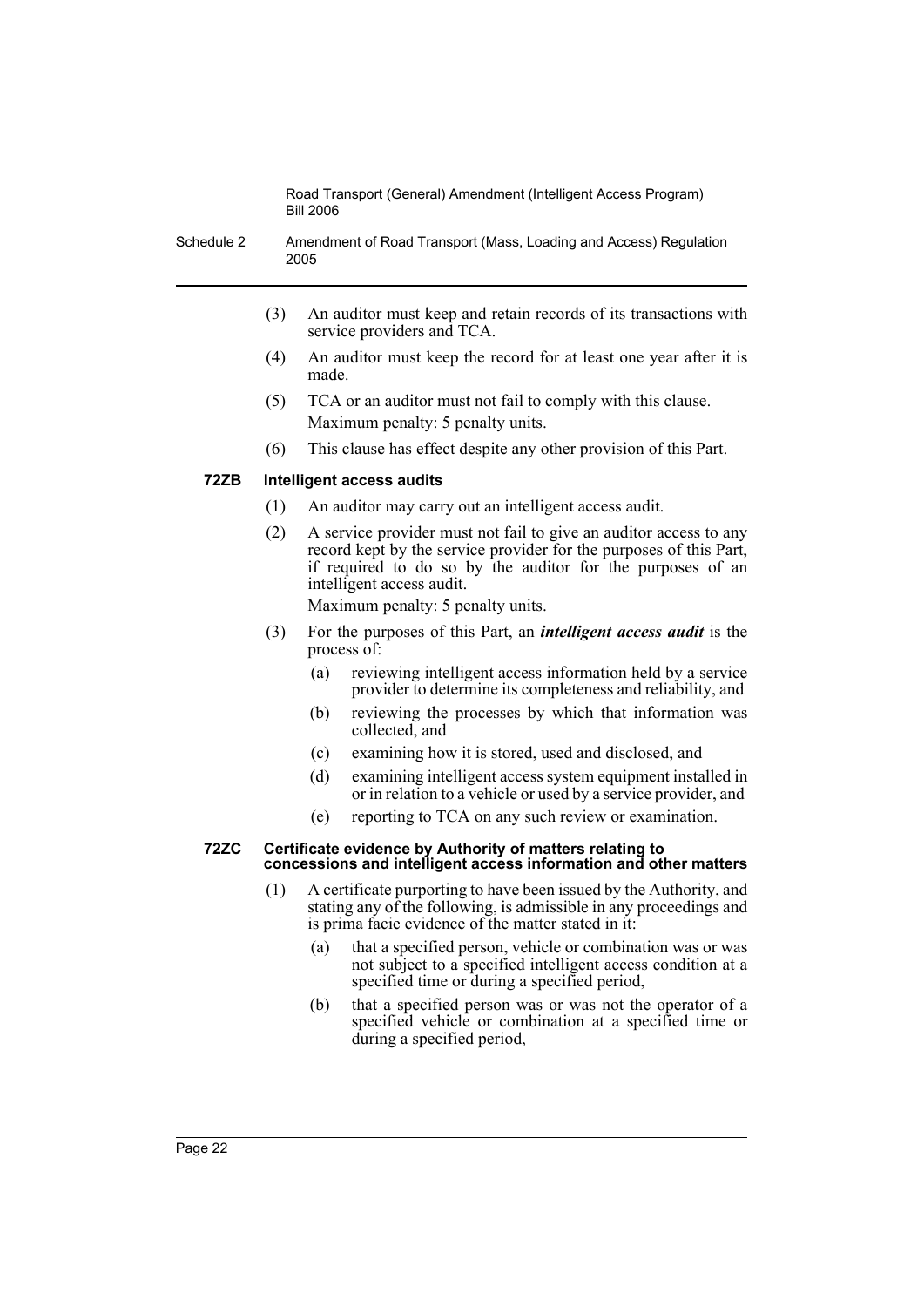(3) An auditor must keep and retain records of its transactions with service providers and TCA.

(4) An auditor must keep the record for at least one year after it is made.

(5) TCA or an auditor must not fail to comply with this clause.

Maximum penalty: 5 penalty units.

(6) This clause has effect despite any other provision of this Part.

### 72ZB Intelligent access audits

(1) An auditor may carry out an intelligent access audit.

(2) A service provider must not fail to give an auditor access to any record kept by the service provider for the purposes of this Part, if required to do so by the auditor for the purposes of an intelligent access audit.

Maximum penalty: 5 penalty units.

(3) For the purposes of this Part, an ***intelligent access audit*** is the process of:

- (a) reviewing intelligent access information held by a service provider to determine its completeness and reliability, and
- (b) reviewing the processes by which that information was collected, and
- (c) examining how it is stored, used and disclosed, and
- (d) examining intelligent access system equipment installed in or in relation to a vehicle or used by a service provider, and
- (e) reporting to TCA on any such review or examination.

### 72ZC Certificate evidence by Authority of matters relating to concessions and intelligent access information and other matters

(1) A certificate purporting to have been issued by the Authority, and stating any of the following, is admissible in any proceedings and is prima facie evidence of the matter stated in it:

- (a) that a specified person, vehicle or combination was or was not subject to a specified intelligent access condition at a specified time or during a specified period,
- (b) that a specified person was or was not the operator of a specified vehicle or combination at a specified time or during a specified period,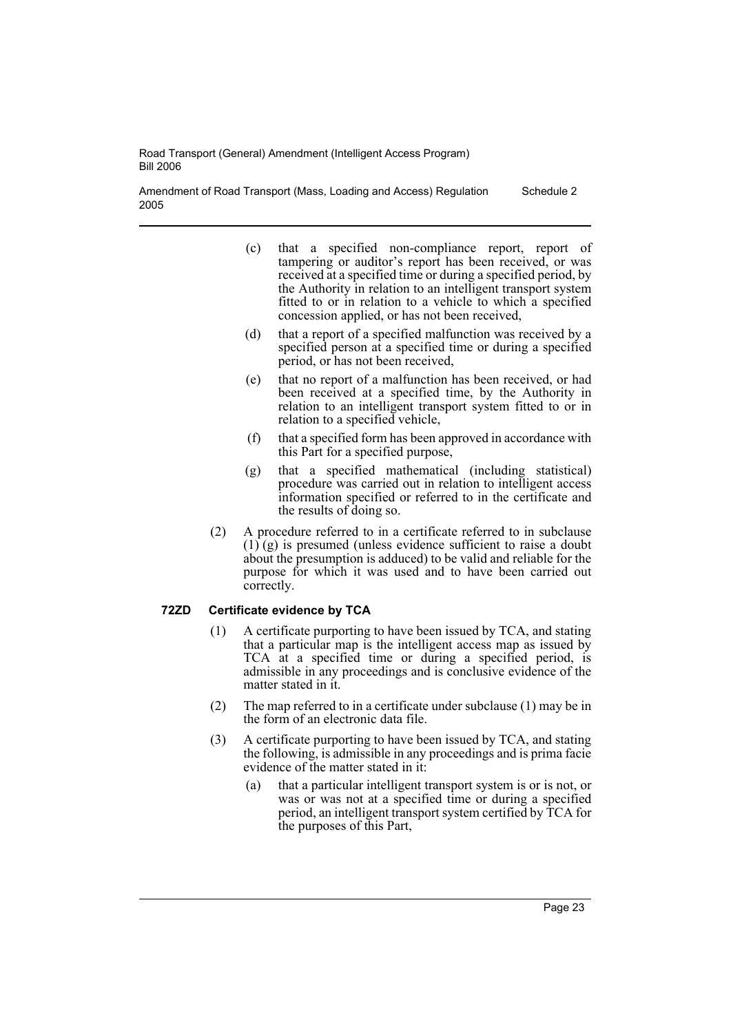(c) that a specified non-compliance report, report of tampering or auditor's report has been received, or was received at a specified time or during a specified period, by the Authority in relation to an intelligent transport system fitted to or in relation to a vehicle to which a specified concession applied, or has not been received,

(d) that a report of a specified malfunction was received by a specified person at a specified time or during a specified period, or has not been received,

(e) that no report of a malfunction has been received, or had been received at a specified time, by the Authority in relation to an intelligent transport system fitted to or in relation to a specified vehicle,

(f) that a specified form has been approved in accordance with this Part for a specified purpose,

(g) that a specified mathematical (including statistical) procedure was carried out in relation to intelligent access information specified or referred to in the certificate and the results of doing so.

(2) A procedure referred to in a certificate referred to in subclause (1) (g) is presumed (unless evidence sufficient to raise a doubt about the presumption is adduced) to be valid and reliable for the purpose for which it was used and to have been carried out correctly.

**72ZD Certificate evidence by TCA**

(1) A certificate purporting to have been issued by TCA, and stating that a particular map is the intelligent access map as issued by TCA at a specified time or during a specified period, is admissible in any proceedings and is conclusive evidence of the matter stated in it.

(2) The map referred to in a certificate under subclause (1) may be in the form of an electronic data file.

(3) A certificate purporting to have been issued by TCA, and stating the following, is admissible in any proceedings and is prima facie evidence of the matter stated in it:

(a) that a particular intelligent transport system is or is not, or was or was not at a specified time or during a specified period, an intelligent transport system certified by TCA for the purposes of this Part,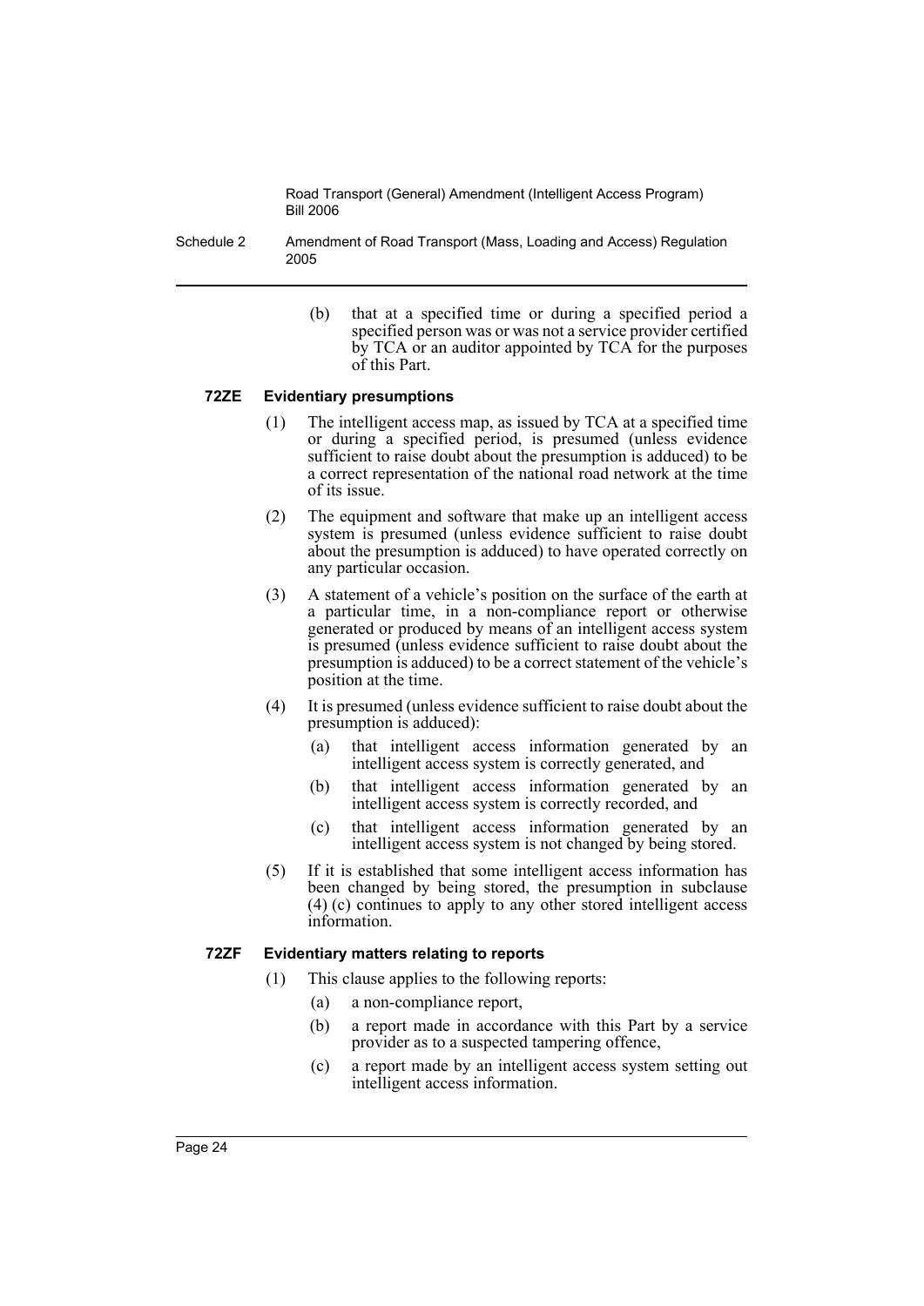(b) that at a specified time or during a specified period a specified person was or was not a service provider certified by TCA or an auditor appointed by TCA for the purposes of this Part.

#### 72ZE Evidentiary presumptions

(1) The intelligent access map, as issued by TCA at a specified time or during a specified period, is presumed (unless evidence sufficient to raise doubt about the presumption is adduced) to be a correct representation of the national road network at the time of its issue.

(2) The equipment and software that make up an intelligent access system is presumed (unless evidence sufficient to raise doubt about the presumption is adduced) to have operated correctly on any particular occasion.

(3) A statement of a vehicle's position on the surface of the earth at a particular time, in a non-compliance report or otherwise generated or produced by means of an intelligent access system is presumed (unless evidence sufficient to raise doubt about the presumption is adduced) to be a correct statement of the vehicle's position at the time.

(4) It is presumed (unless evidence sufficient to raise doubt about the presumption is adduced):

- (a) that intelligent access information generated by an intelligent access system is correctly generated, and
- (b) that intelligent access information generated by an intelligent access system is correctly recorded, and
- (c) that intelligent access information generated by an intelligent access system is not changed by being stored.

(5) If it is established that some intelligent access information has been changed by being stored, the presumption in subclause (4) (c) continues to apply to any other stored intelligent access information.

#### 72ZF Evidentiary matters relating to reports

(1) This clause applies to the following reports:

- (a) a non-compliance report,
- (b) a report made in accordance with this Part by a service provider as to a suspected tampering offence,
- (c) a report made by an intelligent access system setting out intelligent access information.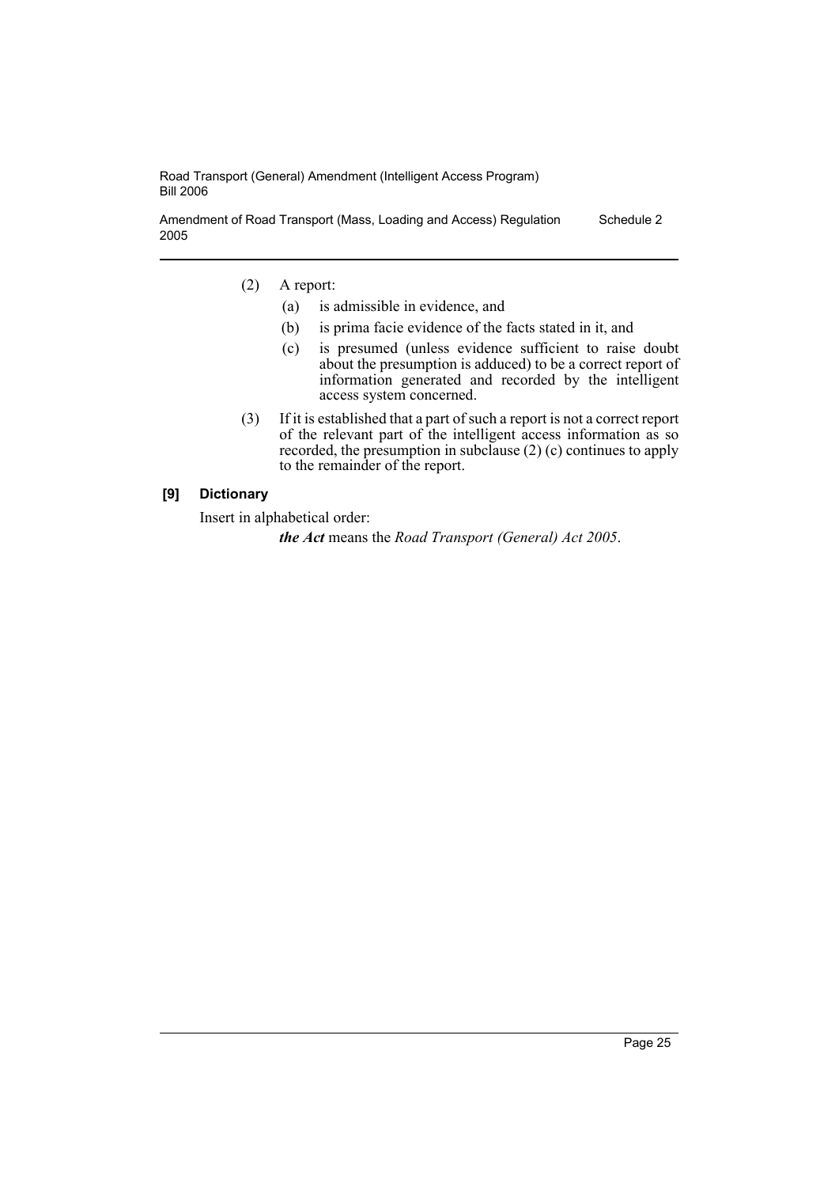(2) A report:

(a) is admissible in evidence, and

(b) is prima facie evidence of the facts stated in it, and

(c) is presumed (unless evidence sufficient to raise doubt about the presumption is adduced) to be a correct report of information generated and recorded by the intelligent access system concerned.

(3) If it is established that a part of such a report is not a correct report of the relevant part of the intelligent access information as so recorded, the presumption in subclause (2) (c) continues to apply to the remainder of the report.

### [9] Dictionary

Insert in alphabetical order:

***the Act*** means the *Road Transport (General) Act 2005*.